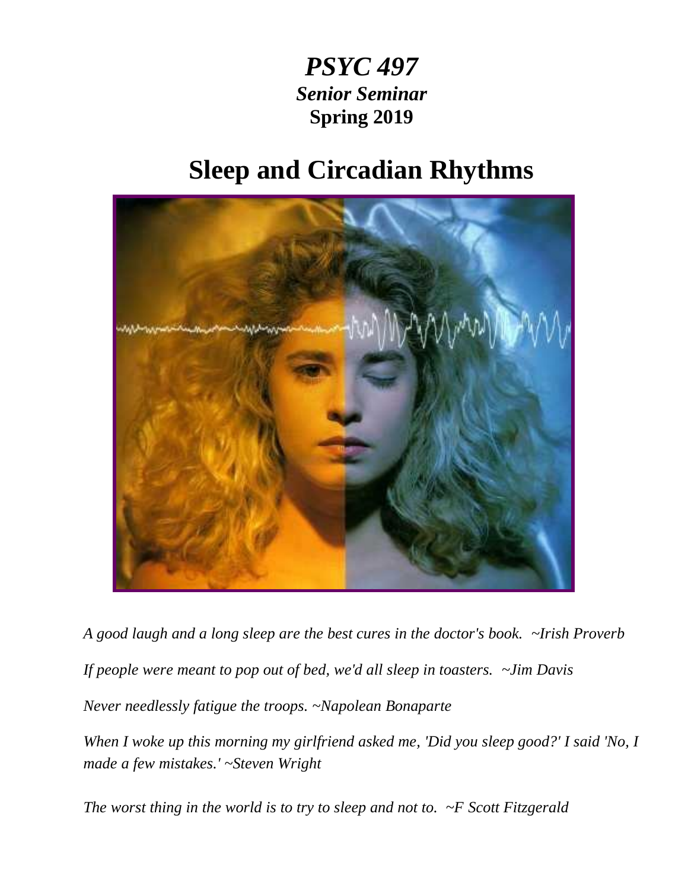# *PSYC 497*

### ***Senior Seminar***

### **Spring 2019**

# **Sleep and Circadian Rhythms**

*A good laugh and a long sleep are the best cures in the doctor's book. ~Irish Proverb*

*If people were meant to pop out of bed, we'd all sleep in toasters. ~Jim Davis*

*Never needlessly fatigue the troops. ~Napolean Bonaparte*

*When I woke up this morning my girlfriend asked me, 'Did you sleep good?' I said 'No, I made a few mistakes.' ~Steven Wright*

*The worst thing in the world is to try to sleep and not to. ~F Scott Fitzgerald*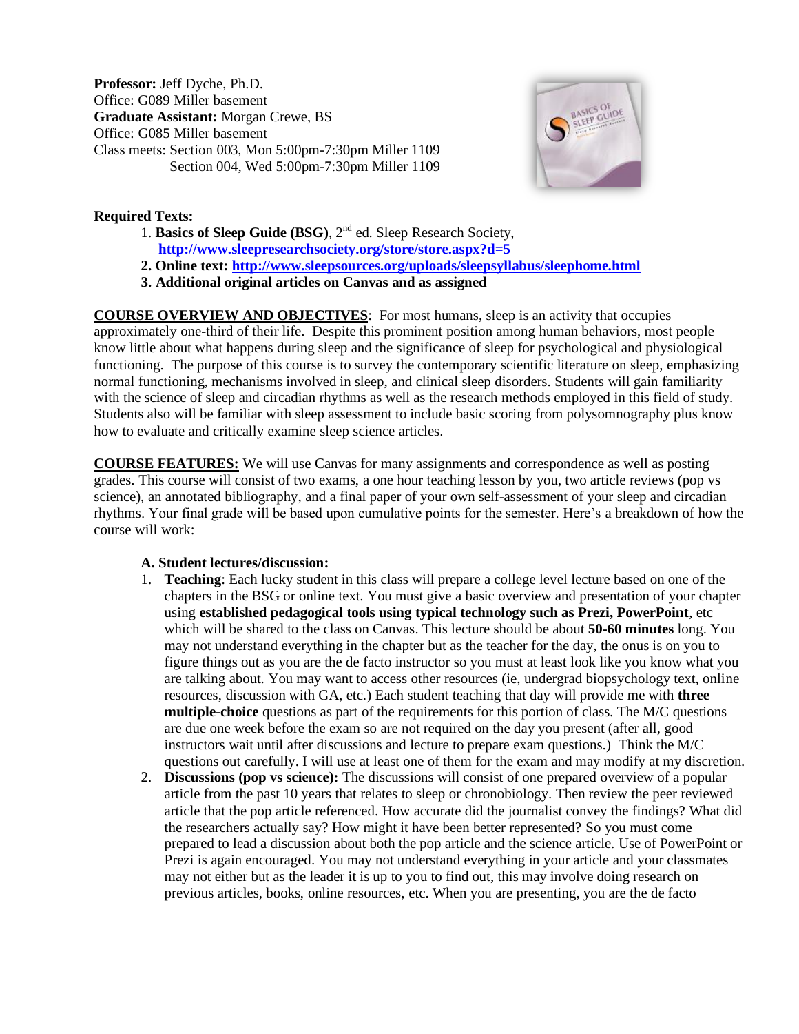**Professor:** Jeff Dyche, Ph.D.
Office: G089 Miller basement
**Graduate Assistant:** Morgan Crewe, BS
Office: G085 Miller basement
Class meets: Section 003, Mon 5:00pm-7:30pm Miller 1109
Section 004, Wed 5:00pm-7:30pm Miller 1109

**Required Texts:**

1. **Basics of Sleep Guide (BSG)**, 2nd ed. Sleep Research Society, **http://www.sleepresearchsociety.org/store/store.aspx?d=5**
2. **Online text: http://www.sleepsources.org/uploads/sleepsyllabus/sleephome.html**
3. **Additional original articles on Canvas and as assigned**

**COURSE OVERVIEW AND OBJECTIVES**: For most humans, sleep is an activity that occupies approximately one-third of their life. Despite this prominent position among human behaviors, most people know little about what happens during sleep and the significance of sleep for psychological and physiological functioning. The purpose of this course is to survey the contemporary scientific literature on sleep, emphasizing normal functioning, mechanisms involved in sleep, and clinical sleep disorders. Students will gain familiarity with the science of sleep and circadian rhythms as well as the research methods employed in this field of study. Students also will be familiar with sleep assessment to include basic scoring from polysomnography plus know how to evaluate and critically examine sleep science articles.

**COURSE FEATURES:** We will use Canvas for many assignments and correspondence as well as posting grades. This course will consist of two exams, a one hour teaching lesson by you, two article reviews (pop vs science), an annotated bibliography, and a final paper of your own self-assessment of your sleep and circadian rhythms. Your final grade will be based upon cumulative points for the semester. Here's a breakdown of how the course will work:

**A. Student lectures/discussion:**

1. **Teaching**: Each lucky student in this class will prepare a college level lecture based on one of the chapters in the BSG or online text. You must give a basic overview and presentation of your chapter using **established pedagogical tools using typical technology such as Prezi, PowerPoint**, etc which will be shared to the class on Canvas. This lecture should be about **50-60 minutes** long. You may not understand everything in the chapter but as the teacher for the day, the onus is on you to figure things out as you are the de facto instructor so you must at least look like you know what you are talking about. You may want to access other resources (ie, undergrad biopsychology text, online resources, discussion with GA, etc.) Each student teaching that day will provide me with **three multiple-choice** questions as part of the requirements for this portion of class. The M/C questions are due one week before the exam so are not required on the day you present (after all, good instructors wait until after discussions and lecture to prepare exam questions.) Think the M/C questions out carefully. I will use at least one of them for the exam and may modify at my discretion.
2. **Discussions (pop vs science):** The discussions will consist of one prepared overview of a popular article from the past 10 years that relates to sleep or chronobiology. Then review the peer reviewed article that the pop article referenced. How accurate did the journalist convey the findings? What did the researchers actually say? How might it have been better represented? So you must come prepared to lead a discussion about both the pop article and the science article. Use of PowerPoint or Prezi is again encouraged. You may not understand everything in your article and your classmates may not either but as the leader it is up to you to find out, this may involve doing research on previous articles, books, online resources, etc. When you are presenting, you are the de facto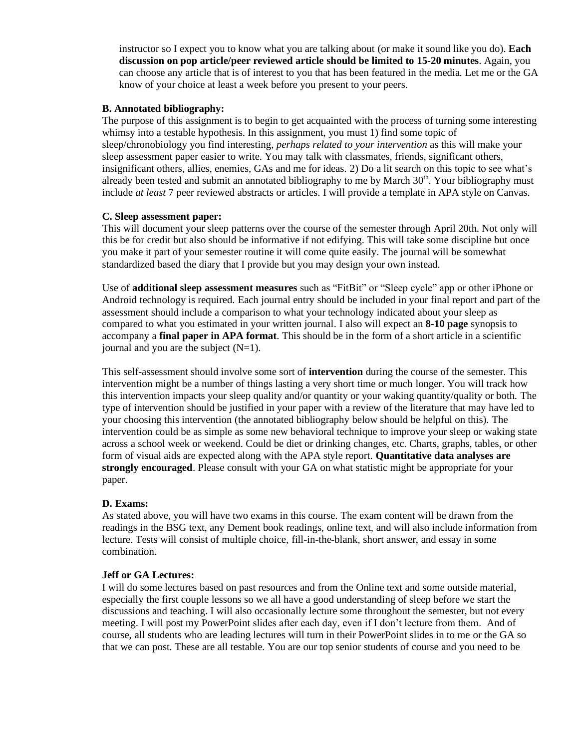instructor so I expect you to know what you are talking about (or make it sound like you do). **Each discussion on pop article/peer reviewed article should be limited to 15-20 minutes**. Again, you can choose any article that is of interest to you that has been featured in the media. Let me or the GA know of your choice at least a week before you present to your peers.

**B. Annotated bibliography:**

The purpose of this assignment is to begin to get acquainted with the process of turning some interesting whimsy into a testable hypothesis. In this assignment, you must 1) find some topic of sleep/chronobiology you find interesting, *perhaps related to your intervention* as this will make your sleep assessment paper easier to write. You may talk with classmates, friends, significant others, insignificant others, allies, enemies, GAs and me for ideas. 2) Do a lit search on this topic to see what's already been tested and submit an annotated bibliography to me by March 30th. Your bibliography must include *at least* 7 peer reviewed abstracts or articles. I will provide a template in APA style on Canvas.

**C. Sleep assessment paper:**

This will document your sleep patterns over the course of the semester through April 20th. Not only will this be for credit but also should be informative if not edifying. This will take some discipline but once you make it part of your semester routine it will come quite easily. The journal will be somewhat standardized based the diary that I provide but you may design your own instead.

Use of **additional sleep assessment measures** such as "FitBit" or "Sleep cycle" app or other iPhone or Android technology is required. Each journal entry should be included in your final report and part of the assessment should include a comparison to what your technology indicated about your sleep as compared to what you estimated in your written journal. I also will expect an **8-10 page** synopsis to accompany a **final paper in APA format**. This should be in the form of a short article in a scientific journal and you are the subject (N=1).

This self-assessment should involve some sort of **intervention** during the course of the semester. This intervention might be a number of things lasting a very short time or much longer. You will track how this intervention impacts your sleep quality and/or quantity or your waking quantity/quality or both. The type of intervention should be justified in your paper with a review of the literature that may have led to your choosing this intervention (the annotated bibliography below should be helpful on this). The intervention could be as simple as some new behavioral technique to improve your sleep or waking state across a school week or weekend. Could be diet or drinking changes, etc. Charts, graphs, tables, or other form of visual aids are expected along with the APA style report. **Quantitative data analyses are strongly encouraged**. Please consult with your GA on what statistic might be appropriate for your paper.

**D. Exams:**

As stated above, you will have two exams in this course. The exam content will be drawn from the readings in the BSG text, any Dement book readings, online text, and will also include information from lecture. Tests will consist of multiple choice, fill-in-the-blank, short answer, and essay in some combination.

**Jeff or GA Lectures:**

I will do some lectures based on past resources and from the Online text and some outside material, especially the first couple lessons so we all have a good understanding of sleep before we start the discussions and teaching. I will also occasionally lecture some throughout the semester, but not every meeting. I will post my PowerPoint slides after each day, even if I don't lecture from them. And of course, all students who are leading lectures will turn in their PowerPoint slides in to me or the GA so that we can post. These are all testable. You are our top senior students of course and you need to be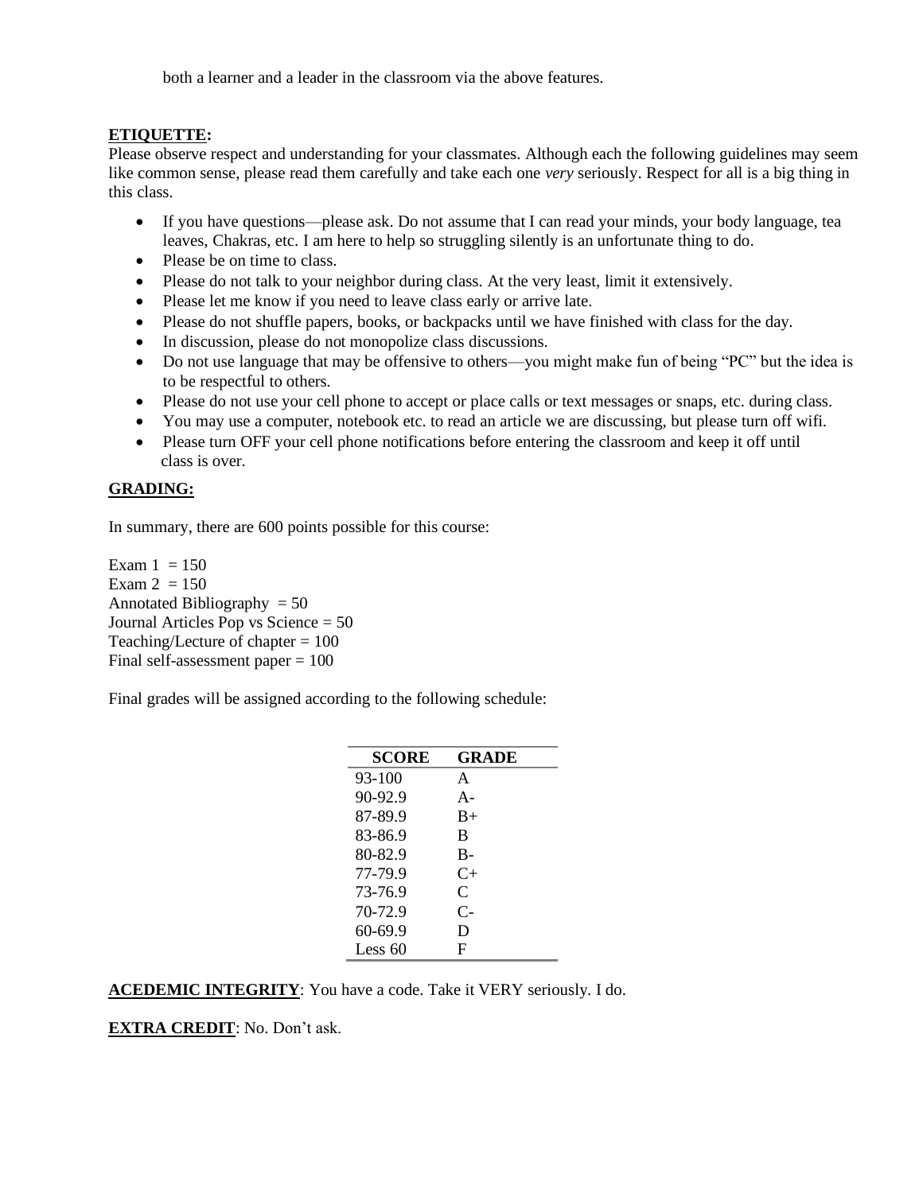both a learner and a leader in the classroom via the above features.

**ETIQUETTE:**
Please observe respect and understanding for your classmates. Although each the following guidelines may seem like common sense, please read them carefully and take each one *very* seriously. Respect for all is a big thing in this class.

- If you have questions—please ask. Do not assume that I can read your minds, your body language, tea leaves, Chakras, etc. I am here to help so struggling silently is an unfortunate thing to do.
- Please be on time to class.
- Please do not talk to your neighbor during class. At the very least, limit it extensively.
- Please let me know if you need to leave class early or arrive late.
- Please do not shuffle papers, books, or backpacks until we have finished with class for the day.
- In discussion, please do not monopolize class discussions.
- Do not use language that may be offensive to others—you might make fun of being "PC" but the idea is to be respectful to others.
- Please do not use your cell phone to accept or place calls or text messages or snaps, etc. during class.
- You may use a computer, notebook etc. to read an article we are discussing, but please turn off wifi.
- Please turn OFF your cell phone notifications before entering the classroom and keep it off until class is over.

**GRADING:**

In summary, there are 600 points possible for this course:

Exam 1 = 150
Exam 2 = 150
Annotated Bibliography = 50
Journal Articles Pop vs Science = 50
Teaching/Lecture of chapter = 100
Final self-assessment paper = 100

Final grades will be assigned according to the following schedule:

| SCORE | GRADE |
|---|---|
| 93-100 | A |
| 90-92.9 | A- |
| 87-89.9 | B+ |
| 83-86.9 | B |
| 80-82.9 | B- |
| 77-79.9 | C+ |
| 73-76.9 | C |
| 70-72.9 | C- |
| 60-69.9 | D |
| Less 60 | F |

**ACEDEMIC INTEGRITY**: You have a code. Take it VERY seriously. I do.

**EXTRA CREDIT**: No. Don't ask.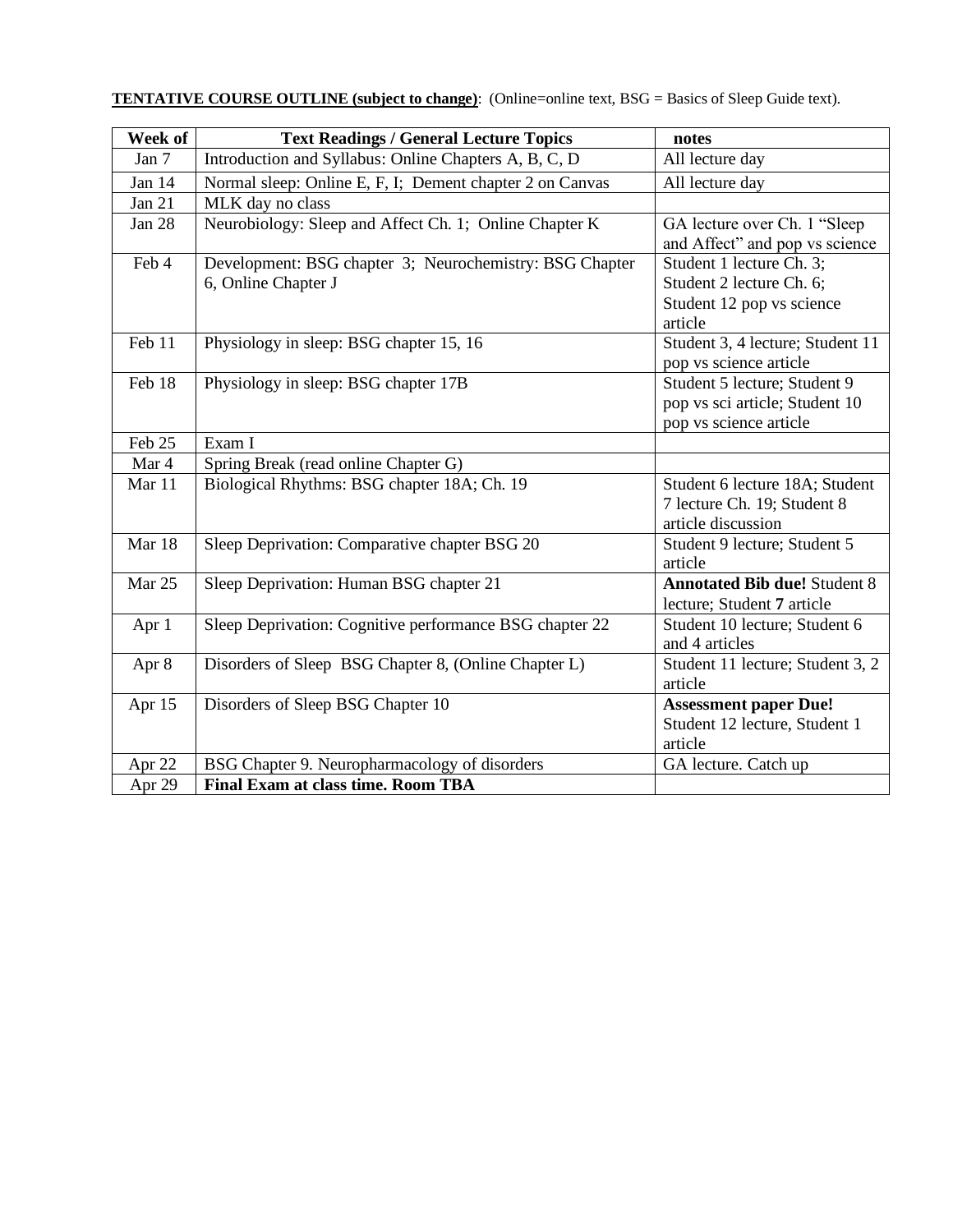**TENTATIVE COURSE OUTLINE (subject to change)**: (Online=online text, BSG = Basics of Sleep Guide text).

| Week of | Text Readings / General Lecture Topics | notes |
|---|---|---|
| Jan 7 | Introduction and Syllabus: Online Chapters A, B, C, D | All lecture day |
| Jan 14 | Normal sleep: Online E, F, I; Dement chapter 2 on Canvas | All lecture day |
| Jan 21 | MLK day no class | |
| Jan 28 | Neurobiology: Sleep and Affect Ch. 1; Online Chapter K | GA lecture over Ch. 1 "Sleep and Affect" and pop vs science |
| Feb 4 | Development: BSG chapter 3; Neurochemistry: BSG Chapter 6, Online Chapter J | Student 1 lecture Ch. 3; Student 2 lecture Ch. 6; Student 12 pop vs science article |
| Feb 11 | Physiology in sleep: BSG chapter 15, 16 | Student 3, 4 lecture; Student 11 pop vs science article |
| Feb 18 | Physiology in sleep: BSG chapter 17B | Student 5 lecture; Student 9 pop vs sci article; Student 10 pop vs science article |
| Feb 25 | Exam I | |
| Mar 4 | Spring Break (read online Chapter G) | |
| Mar 11 | Biological Rhythms: BSG chapter 18A; Ch. 19 | Student 6 lecture 18A; Student 7 lecture Ch. 19; Student 8 article discussion |
| Mar 18 | Sleep Deprivation: Comparative chapter BSG 20 | Student 9 lecture; Student 5 article |
| Mar 25 | Sleep Deprivation: Human BSG chapter 21 | **Annotated Bib due!** Student 8 lecture; Student **7** article |
| Apr 1 | Sleep Deprivation: Cognitive performance BSG chapter 22 | Student 10 lecture; Student 6 and 4 articles |
| Apr 8 | Disorders of Sleep BSG Chapter 8, (Online Chapter L) | Student 11 lecture; Student 3, 2 article |
| Apr 15 | Disorders of Sleep BSG Chapter 10 | **Assessment paper Due!** Student 12 lecture, Student 1 article |
| Apr 22 | BSG Chapter 9. Neuropharmacology of disorders | GA lecture. Catch up |
| Apr 29 | **Final Exam at class time. Room TBA** | |